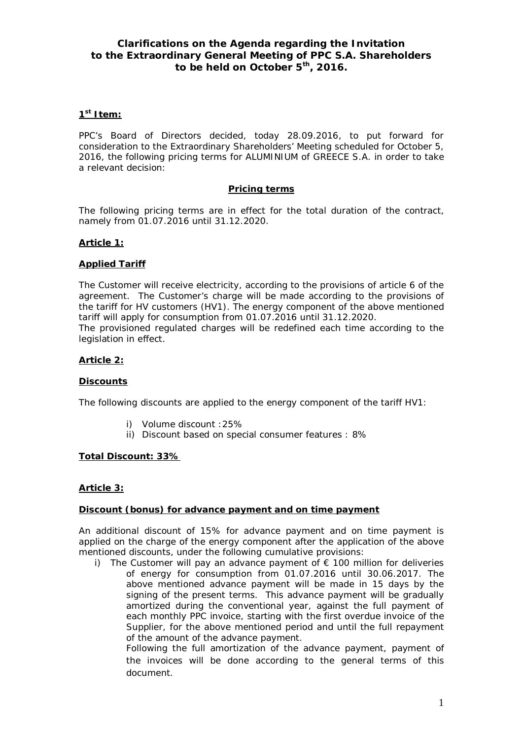## Clarifications on the Agenda regarding the Invitation to the Extraordinary General Meeting of PPC S.A. Shareholders to be held on October 5th, 2016.

**1st Item:**

PPC's Board of Directors decided, today 28.09.2016, to put forward for consideration to the Extraordinary Shareholders' Meeting scheduled for October 5, 2016, the following pricing terms for ALUMINIUM of GREECE S.A. in order to take a relevant decision:

**Pricing terms**

The following pricing terms are in effect for the total duration of the contract, namely from 01.07.2016 until 31.12.2020.

**Article 1:**

**Applied Tariff**

The Customer will receive electricity, according to the provisions of article 6 of the agreement. The Customer's charge will be made according to the provisions of the tariff for HV customers (HV1). The energy component of the above mentioned tariff will apply for consumption from 01.07.2016 until 31.12.2020.
The provisioned regulated charges will be redefined each time according to the legislation in effect.

**Article 2:**

**Discounts**

The following discounts are applied to the energy component of the tariff HV1:

i) Volume discount :25%
ii) Discount based on special consumer features : 8%

**Total Discount: 33%**

**Article 3:**

**Discount (bonus) for advance payment and on time payment**

An additional discount of 15% for advance payment and on time payment is applied on the charge of the energy component after the application of the above mentioned discounts, under the following cumulative provisions:

i) The Customer will pay an advance payment of € 100 million for deliveries of energy for consumption from 01.07.2016 until 30.06.2017. The above mentioned advance payment will be made in 15 days by the signing of the present terms. This advance payment will be gradually amortized during the conventional year, against the full payment of each monthly PPC invoice, starting with the first overdue invoice of the Supplier, for the above mentioned period and until the full repayment of the amount of the advance payment.
Following the full amortization of the advance payment, payment of the invoices will be done according to the general terms of this document.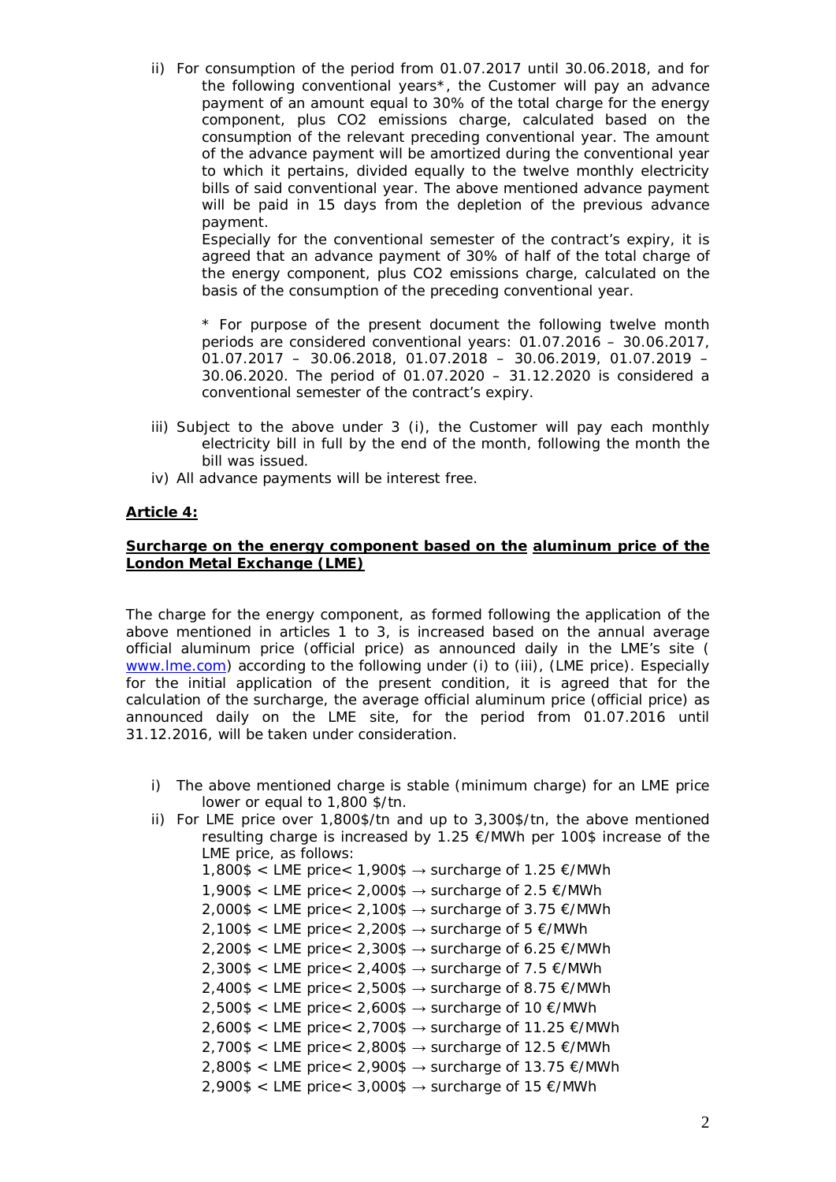ii) For consumption of the period from 01.07.2017 until 30.06.2018, and for the following conventional years*, the Customer will pay an advance payment of an amount equal to 30% of the total charge for the energy component, plus CO2 emissions charge, calculated based on the consumption of the relevant preceding conventional year. The amount of the advance payment will be amortized during the conventional year to which it pertains, divided equally to the twelve monthly electricity bills of said conventional year. The above mentioned advance payment will be paid in 15 days from the depletion of the previous advance payment.

Especially for the conventional semester of the contract's expiry, it is agreed that an advance payment of 30% of half of the total charge of the energy component, plus CO2 emissions charge, calculated on the basis of the consumption of the preceding conventional year.

\* For purpose of the present document the following twelve month periods are considered conventional years: 01.07.2016 – 30.06.2017, 01.07.2017 – 30.06.2018, 01.07.2018 – 30.06.2019, 01.07.2019 – 30.06.2020. The period of 01.07.2020 – 31.12.2020 is considered a conventional semester of the contract's expiry.

iii) Subject to the above under 3 (i), the Customer will pay each monthly electricity bill in full by the end of the month, following the month the bill was issued.

iv) All advance payments will be interest free.

## **Article 4:**

### **Surcharge on the energy component based on the aluminum price of the London Metal Exchange (LME)**

The charge for the energy component, as formed following the application of the above mentioned in articles 1 to 3, is increased based on the annual average official aluminum price (official price) as announced daily in the LME's site ( www.lme.com) according to the following under (i) to (iii), (LME price). Especially for the initial application of the present condition, it is agreed that for the calculation of the surcharge, the average official aluminum price (official price) as announced daily on the LME site, for the period from 01.07.2016 until 31.12.2016, will be taken under consideration.

i) The above mentioned charge is stable (minimum charge) for an LME price lower or equal to 1,800 $/tn.

ii) For LME price over 1,800$/tn and up to 3,300$/tn, the above mentioned resulting charge is increased by 1.25 €/MWh per 100$ increase of the LME price, as follows:
   - 1,800$ < LME price< 1,900$ → surcharge of 1.25 €/MWh
   - 1,900$ < LME price< 2,000$ → surcharge of 2.5 €/MWh
   - 2,000$ < LME price< 2,100$ → surcharge of 3.75 €/MWh
   - 2,100$ < LME price< 2,200$ → surcharge of 5 €/MWh
   - 2,200$ < LME price< 2,300$ → surcharge of 6.25 €/MWh
   - 2,300$ < LME price< 2,400$ → surcharge of 7.5 €/MWh
   - 2,400$ < LME price< 2,500$ → surcharge of 8.75 €/MWh
   - 2,500$ < LME price< 2,600$ → surcharge of 10 €/MWh
   - 2,600$ < LME price< 2,700$ → surcharge of 11.25 €/MWh
   - 2,700$ < LME price< 2,800$ → surcharge of 12.5 €/MWh
   - 2,800$ < LME price< 2,900$ → surcharge of 13.75 €/MWh
   - 2,900$ < LME price< 3,000$ → surcharge of 15 €/MWh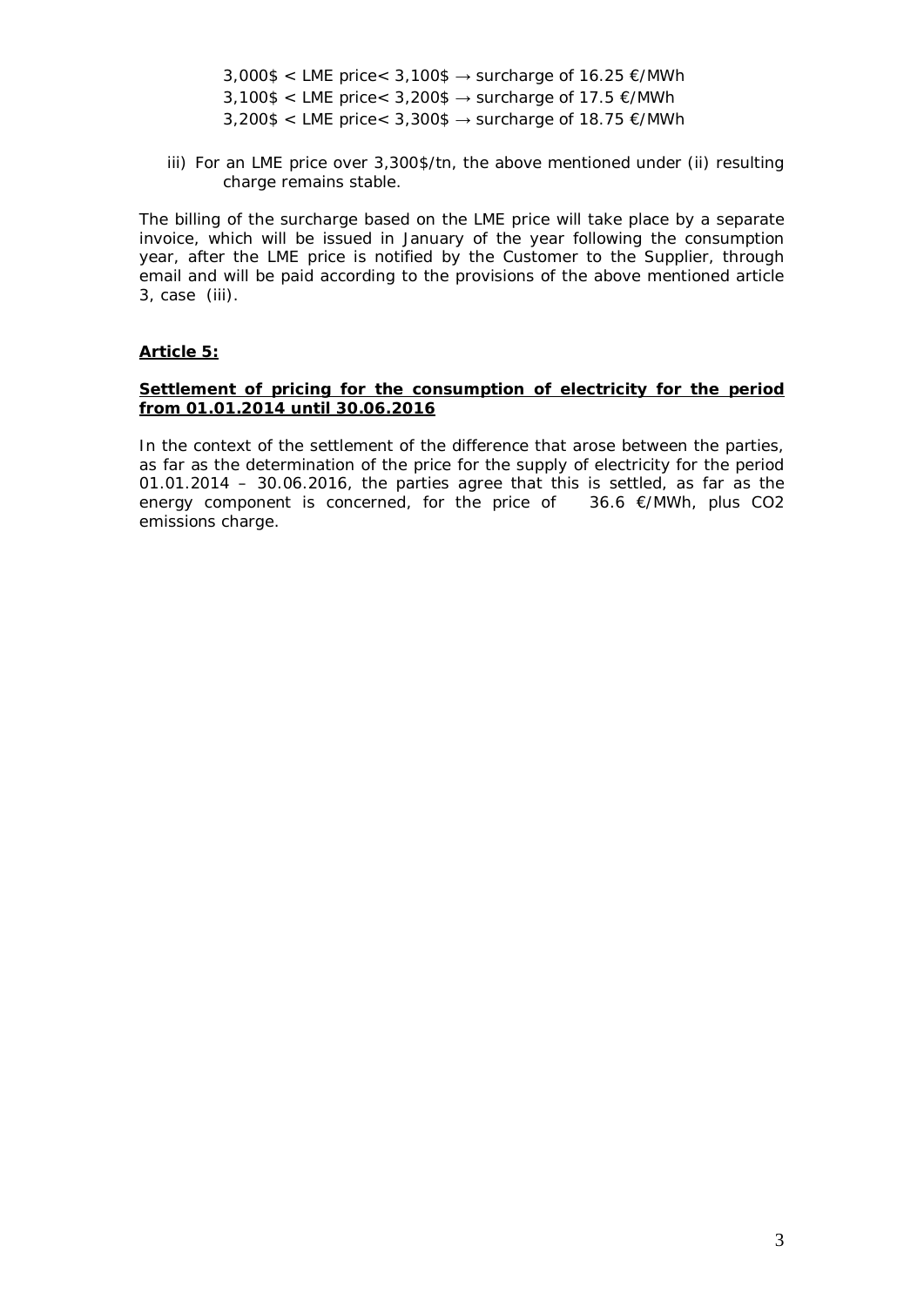3,000$ < LME price< 3,100$ → surcharge of 16.25 €/MWh
3,100$ < LME price< 3,200$ → surcharge of 17.5 €/MWh
3,200$ < LME price< 3,300$ → surcharge of 18.75 €/MWh

iii) For an LME price over 3,300$/tn, the above mentioned under (ii) resulting charge remains stable.

The billing of the surcharge based on the LME price will take place by a separate invoice, which will be issued in January of the year following the consumption year, after the LME price is notified by the Customer to the Supplier, through email and will be paid according to the provisions of the above mentioned article 3, case (iii).

**Article 5:**

**Settlement of pricing for the consumption of electricity for the period from 01.01.2014 until 30.06.2016**

In the context of the settlement of the difference that arose between the parties, as far as the determination of the price for the supply of electricity for the period 01.01.2014 – 30.06.2016, the parties agree that this is settled, as far as the energy component is concerned, for the price of 36.6 €/MWh, plus $CO_2$ emissions charge.